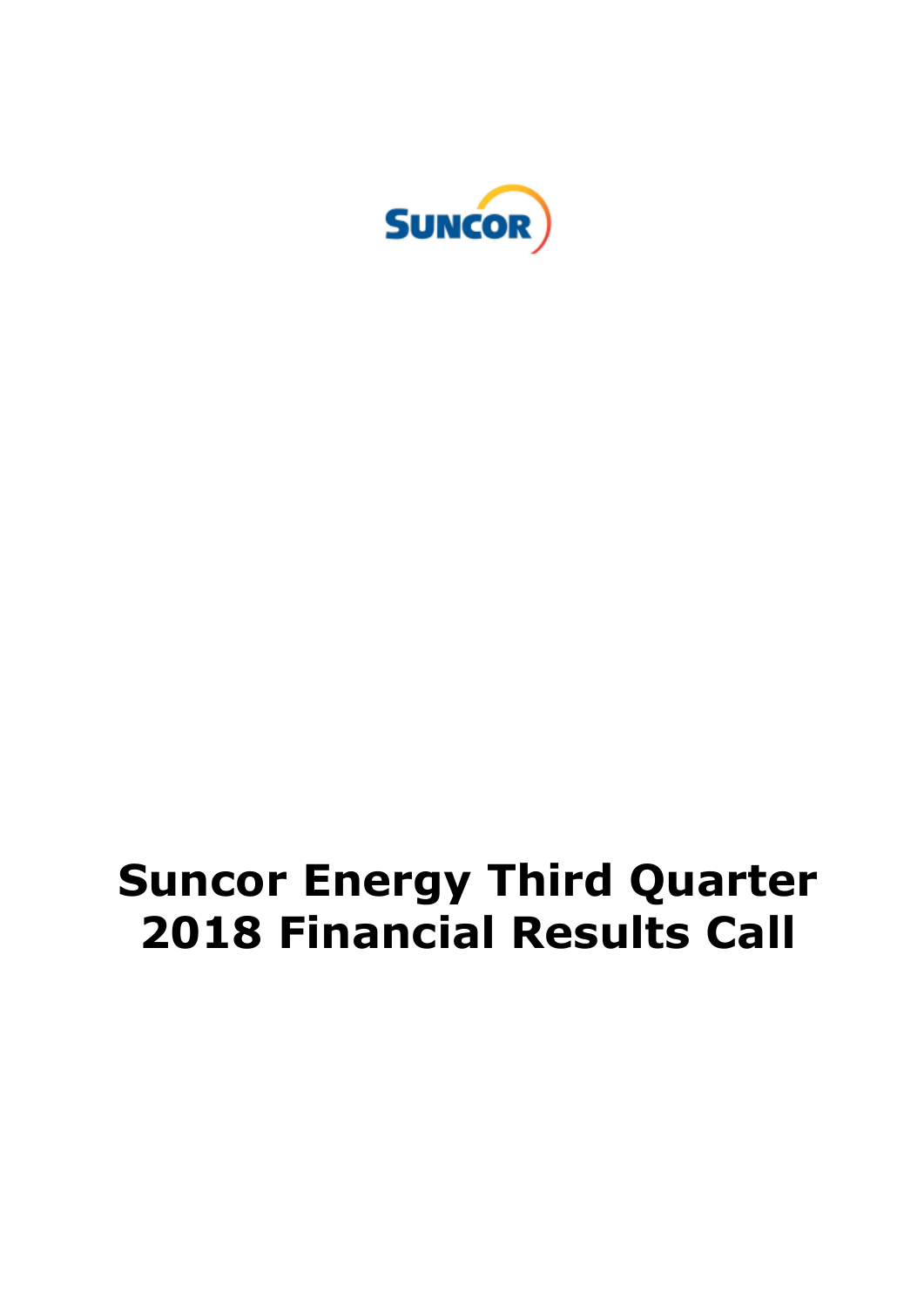SUNCOR

# Suncor Energy Third Quarter 2018 Financial Results Call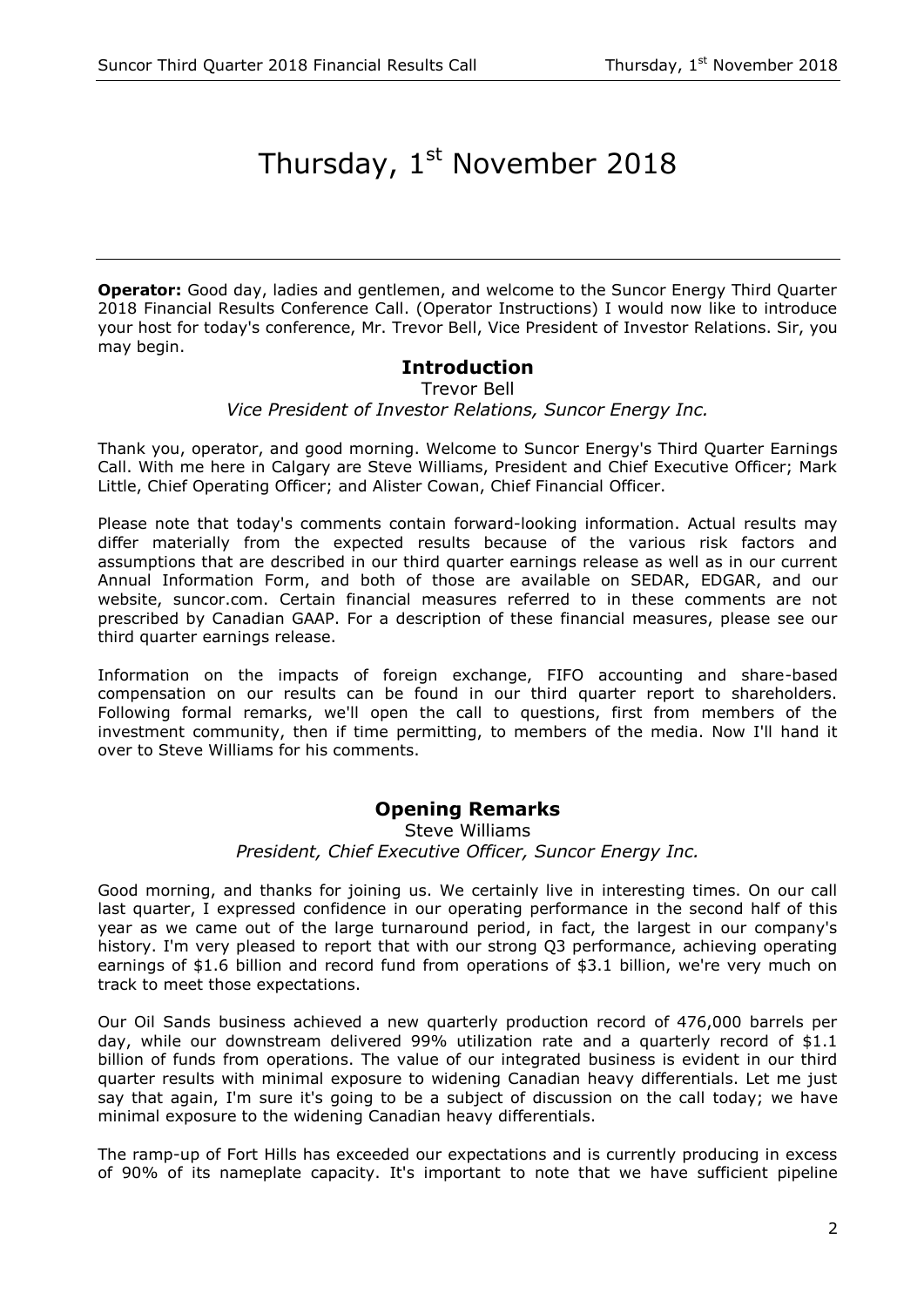# Thursday, 1st November 2018

**Operator:** Good day, ladies and gentlemen, and welcome to the Suncor Energy Third Quarter 2018 Financial Results Conference Call. (Operator Instructions) I would now like to introduce your host for today's conference, Mr. Trevor Bell, Vice President of Investor Relations. Sir, you may begin.

## Introduction

Trevor Bell
*Vice President of Investor Relations, Suncor Energy Inc.*

Thank you, operator, and good morning. Welcome to Suncor Energy's Third Quarter Earnings Call. With me here in Calgary are Steve Williams, President and Chief Executive Officer; Mark Little, Chief Operating Officer; and Alister Cowan, Chief Financial Officer.

Please note that today's comments contain forward-looking information. Actual results may differ materially from the expected results because of the various risk factors and assumptions that are described in our third quarter earnings release as well as in our current Annual Information Form, and both of those are available on SEDAR, EDGAR, and our website, suncor.com. Certain financial measures referred to in these comments are not prescribed by Canadian GAAP. For a description of these financial measures, please see our third quarter earnings release.

Information on the impacts of foreign exchange, FIFO accounting and share-based compensation on our results can be found in our third quarter report to shareholders. Following formal remarks, we'll open the call to questions, first from members of the investment community, then if time permitting, to members of the media. Now I'll hand it over to Steve Williams for his comments.

## Opening Remarks

Steve Williams
*President, Chief Executive Officer, Suncor Energy Inc.*

Good morning, and thanks for joining us. We certainly live in interesting times. On our call last quarter, I expressed confidence in our operating performance in the second half of this year as we came out of the large turnaround period, in fact, the largest in our company's history. I'm very pleased to report that with our strong Q3 performance, achieving operating earnings of $1.6 billion and record fund from operations of $3.1 billion, we're very much on track to meet those expectations.

Our Oil Sands business achieved a new quarterly production record of 476,000 barrels per day, while our downstream delivered 99% utilization rate and a quarterly record of $1.1 billion of funds from operations. The value of our integrated business is evident in our third quarter results with minimal exposure to widening Canadian heavy differentials. Let me just say that again, I'm sure it's going to be a subject of discussion on the call today; we have minimal exposure to the widening Canadian heavy differentials.

The ramp-up of Fort Hills has exceeded our expectations and is currently producing in excess of 90% of its nameplate capacity. It's important to note that we have sufficient pipeline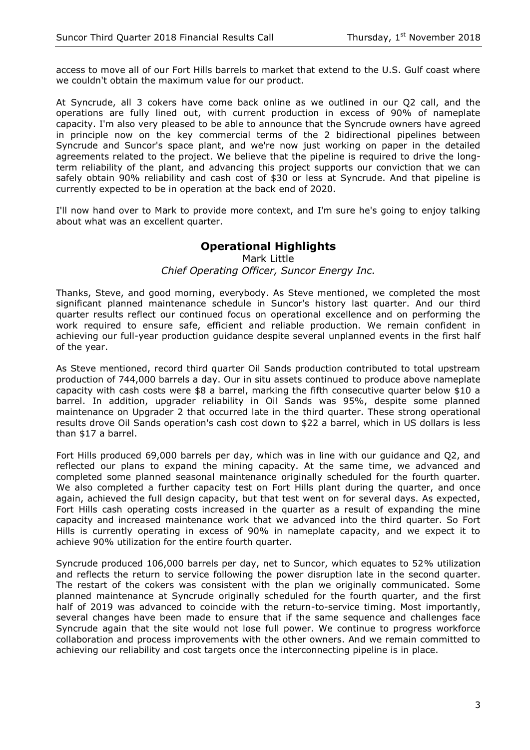access to move all of our Fort Hills barrels to market that extend to the U.S. Gulf coast where we couldn't obtain the maximum value for our product.

At Syncrude, all 3 cokers have come back online as we outlined in our Q2 call, and the operations are fully lined out, with current production in excess of 90% of nameplate capacity. I'm also very pleased to be able to announce that the Syncrude owners have agreed in principle now on the key commercial terms of the 2 bidirectional pipelines between Syncrude and Suncor's space plant, and we're now just working on paper in the detailed agreements related to the project. We believe that the pipeline is required to drive the long-term reliability of the plant, and advancing this project supports our conviction that we can safely obtain 90% reliability and cash cost of $30 or less at Syncrude. And that pipeline is currently expected to be in operation at the back end of 2020.

I'll now hand over to Mark to provide more context, and I'm sure he's going to enjoy talking about what was an excellent quarter.

## Operational Highlights

Mark Little
*Chief Operating Officer, Suncor Energy Inc.*

Thanks, Steve, and good morning, everybody. As Steve mentioned, we completed the most significant planned maintenance schedule in Suncor's history last quarter. And our third quarter results reflect our continued focus on operational excellence and on performing the work required to ensure safe, efficient and reliable production. We remain confident in achieving our full-year production guidance despite several unplanned events in the first half of the year.

As Steve mentioned, record third quarter Oil Sands production contributed to total upstream production of 744,000 barrels a day. Our in situ assets continued to produce above nameplate capacity with cash costs were $8 a barrel, marking the fifth consecutive quarter below $10 a barrel. In addition, upgrader reliability in Oil Sands was 95%, despite some planned maintenance on Upgrader 2 that occurred late in the third quarter. These strong operational results drove Oil Sands operation's cash cost down to $22 a barrel, which in US dollars is less than $17 a barrel.

Fort Hills produced 69,000 barrels per day, which was in line with our guidance and Q2, and reflected our plans to expand the mining capacity. At the same time, we advanced and completed some planned seasonal maintenance originally scheduled for the fourth quarter. We also completed a further capacity test on Fort Hills plant during the quarter, and once again, achieved the full design capacity, but that test went on for several days. As expected, Fort Hills cash operating costs increased in the quarter as a result of expanding the mine capacity and increased maintenance work that we advanced into the third quarter. So Fort Hills is currently operating in excess of 90% in nameplate capacity, and we expect it to achieve 90% utilization for the entire fourth quarter.

Syncrude produced 106,000 barrels per day, net to Suncor, which equates to 52% utilization and reflects the return to service following the power disruption late in the second quarter. The restart of the cokers was consistent with the plan we originally communicated. Some planned maintenance at Syncrude originally scheduled for the fourth quarter, and the first half of 2019 was advanced to coincide with the return-to-service timing. Most importantly, several changes have been made to ensure that if the same sequence and challenges face Syncrude again that the site would not lose full power. We continue to progress workforce collaboration and process improvements with the other owners. And we remain committed to achieving our reliability and cost targets once the interconnecting pipeline is in place.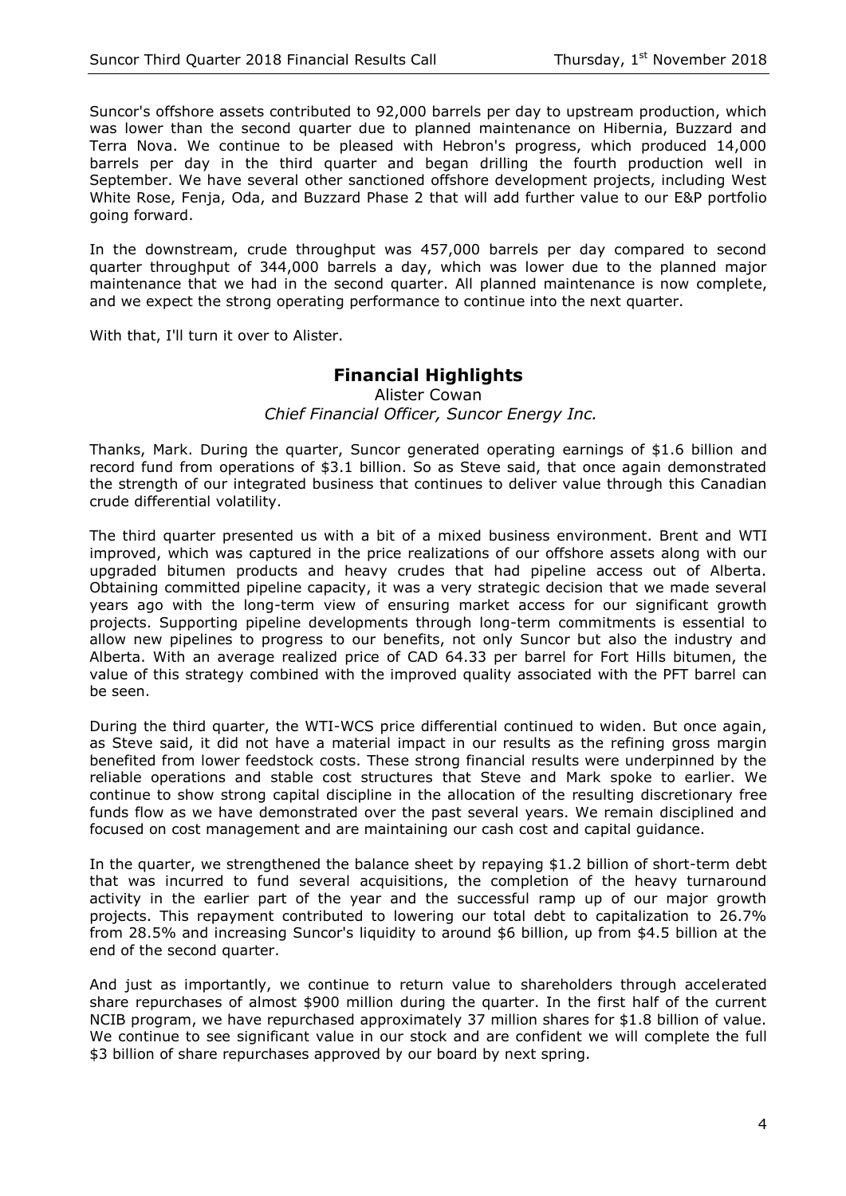Suncor's offshore assets contributed to 92,000 barrels per day to upstream production, which was lower than the second quarter due to planned maintenance on Hibernia, Buzzard and Terra Nova. We continue to be pleased with Hebron's progress, which produced 14,000 barrels per day in the third quarter and began drilling the fourth production well in September. We have several other sanctioned offshore development projects, including West White Rose, Fenja, Oda, and Buzzard Phase 2 that will add further value to our E&P portfolio going forward.

In the downstream, crude throughput was 457,000 barrels per day compared to second quarter throughput of 344,000 barrels a day, which was lower due to the planned major maintenance that we had in the second quarter. All planned maintenance is now complete, and we expect the strong operating performance to continue into the next quarter.

With that, I'll turn it over to Alister.

## Financial Highlights

Alister Cowan
*Chief Financial Officer, Suncor Energy Inc.*

Thanks, Mark. During the quarter, Suncor generated operating earnings of $1.6 billion and record fund from operations of $3.1 billion. So as Steve said, that once again demonstrated the strength of our integrated business that continues to deliver value through this Canadian crude differential volatility.

The third quarter presented us with a bit of a mixed business environment. Brent and WTI improved, which was captured in the price realizations of our offshore assets along with our upgraded bitumen products and heavy crudes that had pipeline access out of Alberta. Obtaining committed pipeline capacity, it was a very strategic decision that we made several years ago with the long-term view of ensuring market access for our significant growth projects. Supporting pipeline developments through long-term commitments is essential to allow new pipelines to progress to our benefits, not only Suncor but also the industry and Alberta. With an average realized price of CAD 64.33 per barrel for Fort Hills bitumen, the value of this strategy combined with the improved quality associated with the PFT barrel can be seen.

During the third quarter, the WTI-WCS price differential continued to widen. But once again, as Steve said, it did not have a material impact in our results as the refining gross margin benefited from lower feedstock costs. These strong financial results were underpinned by the reliable operations and stable cost structures that Steve and Mark spoke to earlier. We continue to show strong capital discipline in the allocation of the resulting discretionary free funds flow as we have demonstrated over the past several years. We remain disciplined and focused on cost management and are maintaining our cash cost and capital guidance.

In the quarter, we strengthened the balance sheet by repaying $1.2 billion of short-term debt that was incurred to fund several acquisitions, the completion of the heavy turnaround activity in the earlier part of the year and the successful ramp up of our major growth projects. This repayment contributed to lowering our total debt to capitalization to 26.7% from 28.5% and increasing Suncor's liquidity to around $6 billion, up from $4.5 billion at the end of the second quarter.

And just as importantly, we continue to return value to shareholders through accelerated share repurchases of almost $900 million during the quarter. In the first half of the current NCIB program, we have repurchased approximately 37 million shares for $1.8 billion of value. We continue to see significant value in our stock and are confident we will complete the full $3 billion of share repurchases approved by our board by next spring.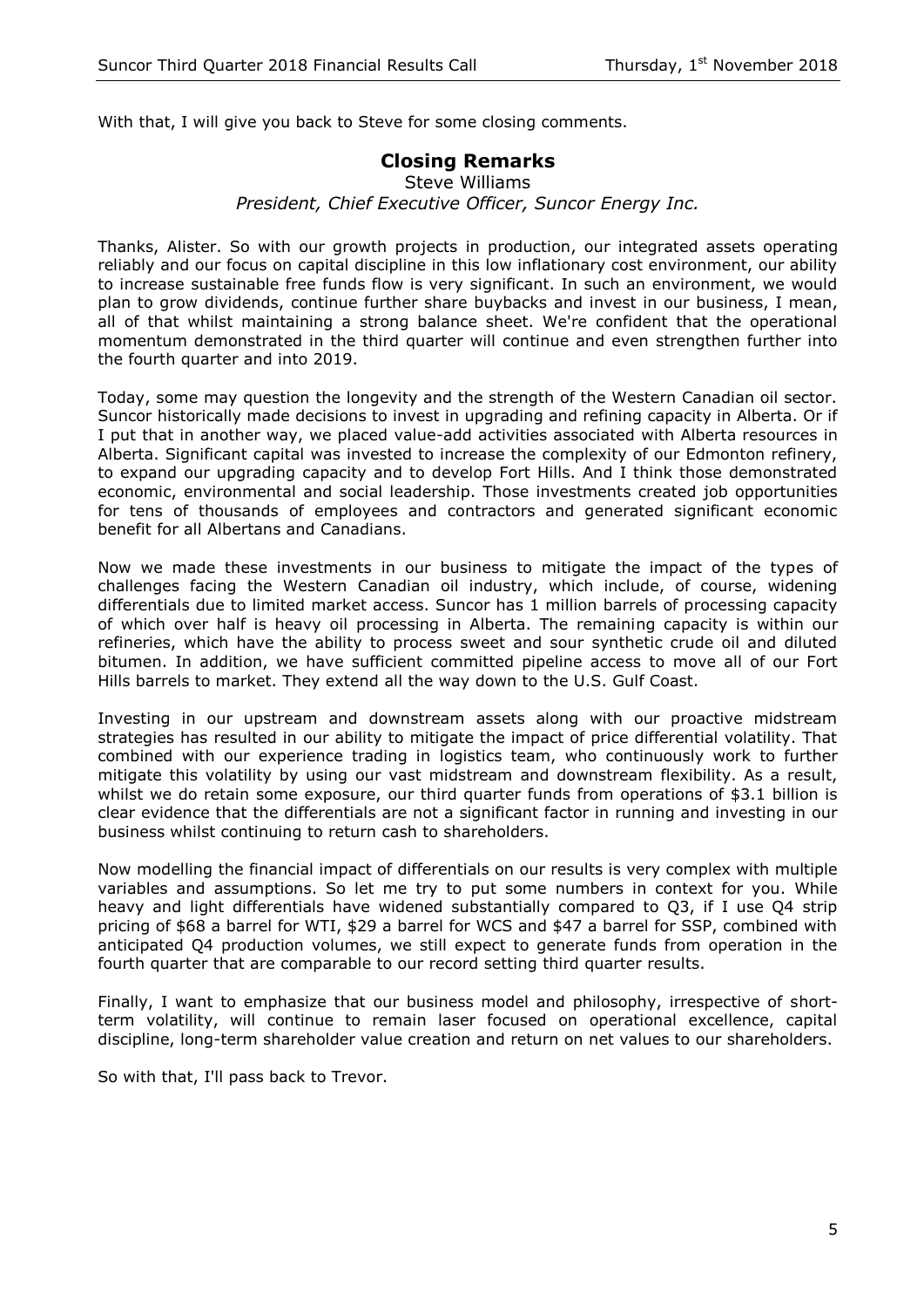With that, I will give you back to Steve for some closing comments.

## Closing Remarks

Steve Williams
*President, Chief Executive Officer, Suncor Energy Inc.*

Thanks, Alister. So with our growth projects in production, our integrated assets operating reliably and our focus on capital discipline in this low inflationary cost environment, our ability to increase sustainable free funds flow is very significant. In such an environment, we would plan to grow dividends, continue further share buybacks and invest in our business, I mean, all of that whilst maintaining a strong balance sheet. We're confident that the operational momentum demonstrated in the third quarter will continue and even strengthen further into the fourth quarter and into 2019.

Today, some may question the longevity and the strength of the Western Canadian oil sector. Suncor historically made decisions to invest in upgrading and refining capacity in Alberta. Or if I put that in another way, we placed value-add activities associated with Alberta resources in Alberta. Significant capital was invested to increase the complexity of our Edmonton refinery, to expand our upgrading capacity and to develop Fort Hills. And I think those demonstrated economic, environmental and social leadership. Those investments created job opportunities for tens of thousands of employees and contractors and generated significant economic benefit for all Albertans and Canadians.

Now we made these investments in our business to mitigate the impact of the types of challenges facing the Western Canadian oil industry, which include, of course, widening differentials due to limited market access. Suncor has 1 million barrels of processing capacity of which over half is heavy oil processing in Alberta. The remaining capacity is within our refineries, which have the ability to process sweet and sour synthetic crude oil and diluted bitumen. In addition, we have sufficient committed pipeline access to move all of our Fort Hills barrels to market. They extend all the way down to the U.S. Gulf Coast.

Investing in our upstream and downstream assets along with our proactive midstream strategies has resulted in our ability to mitigate the impact of price differential volatility. That combined with our experience trading in logistics team, who continuously work to further mitigate this volatility by using our vast midstream and downstream flexibility. As a result, whilst we do retain some exposure, our third quarter funds from operations of $3.1 billion is clear evidence that the differentials are not a significant factor in running and investing in our business whilst continuing to return cash to shareholders.

Now modelling the financial impact of differentials on our results is very complex with multiple variables and assumptions. So let me try to put some numbers in context for you. While heavy and light differentials have widened substantially compared to Q3, if I use Q4 strip pricing of $68 a barrel for WTI, $29 a barrel for WCS and $47 a barrel for SSP, combined with anticipated Q4 production volumes, we still expect to generate funds from operation in the fourth quarter that are comparable to our record setting third quarter results.

Finally, I want to emphasize that our business model and philosophy, irrespective of short-term volatility, will continue to remain laser focused on operational excellence, capital discipline, long-term shareholder value creation and return on net values to our shareholders.

So with that, I'll pass back to Trevor.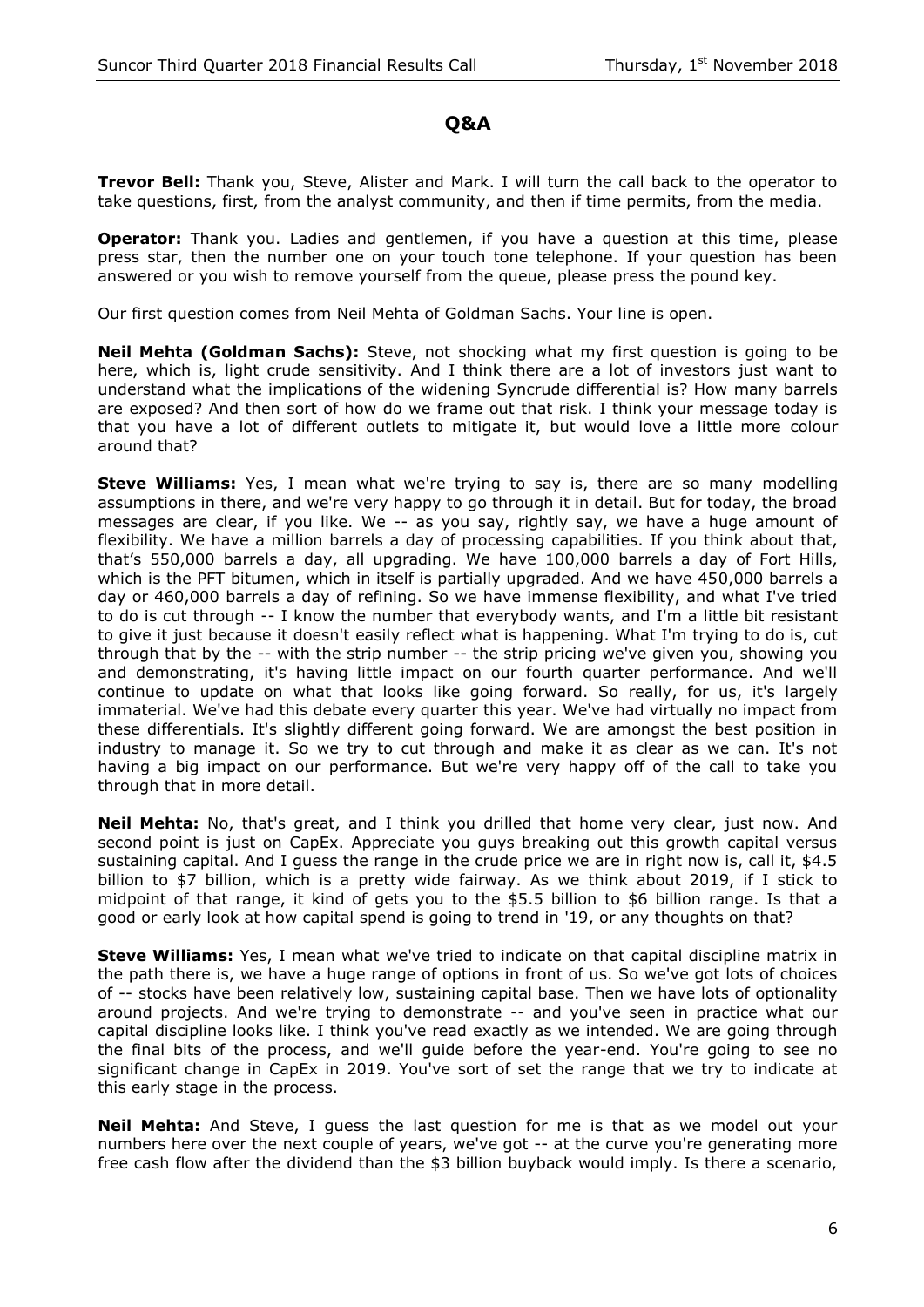## Q&A

**Trevor Bell:** Thank you, Steve, Alister and Mark. I will turn the call back to the operator to take questions, first, from the analyst community, and then if time permits, from the media.

**Operator:** Thank you. Ladies and gentlemen, if you have a question at this time, please press star, then the number one on your touch tone telephone. If your question has been answered or you wish to remove yourself from the queue, please press the pound key.

Our first question comes from Neil Mehta of Goldman Sachs. Your line is open.

**Neil Mehta (Goldman Sachs):** Steve, not shocking what my first question is going to be here, which is, light crude sensitivity. And I think there are a lot of investors just want to understand what the implications of the widening Syncrude differential is? How many barrels are exposed? And then sort of how do we frame out that risk. I think your message today is that you have a lot of different outlets to mitigate it, but would love a little more colour around that?

**Steve Williams:** Yes, I mean what we're trying to say is, there are so many modelling assumptions in there, and we're very happy to go through it in detail. But for today, the broad messages are clear, if you like. We -- as you say, rightly say, we have a huge amount of flexibility. We have a million barrels a day of processing capabilities. If you think about that, that's 550,000 barrels a day, all upgrading. We have 100,000 barrels a day of Fort Hills, which is the PFT bitumen, which in itself is partially upgraded. And we have 450,000 barrels a day or 460,000 barrels a day of refining. So we have immense flexibility, and what I've tried to do is cut through -- I know the number that everybody wants, and I'm a little bit resistant to give it just because it doesn't easily reflect what is happening. What I'm trying to do is, cut through that by the -- with the strip number -- the strip pricing we've given you, showing you and demonstrating, it's having little impact on our fourth quarter performance. And we'll continue to update on what that looks like going forward. So really, for us, it's largely immaterial. We've had this debate every quarter this year. We've had virtually no impact from these differentials. It's slightly different going forward. We are amongst the best position in industry to manage it. So we try to cut through and make it as clear as we can. It's not having a big impact on our performance. But we're very happy off of the call to take you through that in more detail.

**Neil Mehta:** No, that's great, and I think you drilled that home very clear, just now. And second point is just on CapEx. Appreciate you guys breaking out this growth capital versus sustaining capital. And I guess the range in the crude price we are in right now is, call it, $4.5 billion to $7 billion, which is a pretty wide fairway. As we think about 2019, if I stick to midpoint of that range, it kind of gets you to the $5.5 billion to $6 billion range. Is that a good or early look at how capital spend is going to trend in '19, or any thoughts on that?

**Steve Williams:** Yes, I mean what we've tried to indicate on that capital discipline matrix in the path there is, we have a huge range of options in front of us. So we've got lots of choices of -- stocks have been relatively low, sustaining capital base. Then we have lots of optionality around projects. And we're trying to demonstrate -- and you've seen in practice what our capital discipline looks like. I think you've read exactly as we intended. We are going through the final bits of the process, and we'll guide before the year-end. You're going to see no significant change in CapEx in 2019. You've sort of set the range that we try to indicate at this early stage in the process.

**Neil Mehta:** And Steve, I guess the last question for me is that as we model out your numbers here over the next couple of years, we've got -- at the curve you're generating more free cash flow after the dividend than the $3 billion buyback would imply. Is there a scenario,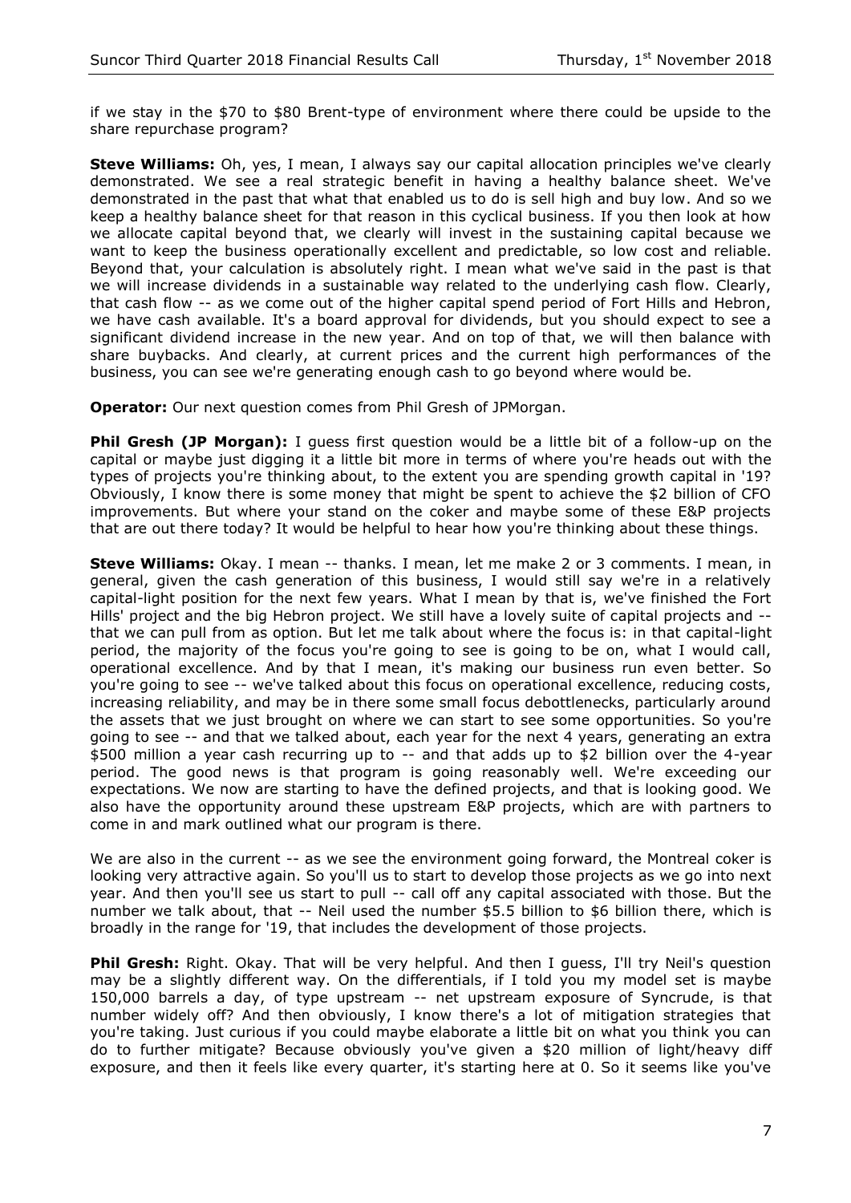if we stay in the $70 to $80 Brent-type of environment where there could be upside to the share repurchase program?

**Steve Williams:** Oh, yes, I mean, I always say our capital allocation principles we've clearly demonstrated. We see a real strategic benefit in having a healthy balance sheet. We've demonstrated in the past that what that enabled us to do is sell high and buy low. And so we keep a healthy balance sheet for that reason in this cyclical business. If you then look at how we allocate capital beyond that, we clearly will invest in the sustaining capital because we want to keep the business operationally excellent and predictable, so low cost and reliable. Beyond that, your calculation is absolutely right. I mean what we've said in the past is that we will increase dividends in a sustainable way related to the underlying cash flow. Clearly, that cash flow -- as we come out of the higher capital spend period of Fort Hills and Hebron, we have cash available. It's a board approval for dividends, but you should expect to see a significant dividend increase in the new year. And on top of that, we will then balance with share buybacks. And clearly, at current prices and the current high performances of the business, you can see we're generating enough cash to go beyond where would be.

**Operator:** Our next question comes from Phil Gresh of JPMorgan.

**Phil Gresh (JP Morgan):** I guess first question would be a little bit of a follow-up on the capital or maybe just digging it a little bit more in terms of where you're heads out with the types of projects you're thinking about, to the extent you are spending growth capital in '19? Obviously, I know there is some money that might be spent to achieve the $2 billion of CFO improvements. But where your stand on the coker and maybe some of these E&P projects that are out there today? It would be helpful to hear how you're thinking about these things.

**Steve Williams:** Okay. I mean -- thanks. I mean, let me make 2 or 3 comments. I mean, in general, given the cash generation of this business, I would still say we're in a relatively capital-light position for the next few years. What I mean by that is, we've finished the Fort Hills' project and the big Hebron project. We still have a lovely suite of capital projects and -- that we can pull from as option. But let me talk about where the focus is: in that capital-light period, the majority of the focus you're going to see is going to be on, what I would call, operational excellence. And by that I mean, it's making our business run even better. So you're going to see -- we've talked about this focus on operational excellence, reducing costs, increasing reliability, and may be in there some small focus debottlenecks, particularly around the assets that we just brought on where we can start to see some opportunities. So you're going to see -- and that we talked about, each year for the next 4 years, generating an extra $500 million a year cash recurring up to -- and that adds up to $2 billion over the 4-year period. The good news is that program is going reasonably well. We're exceeding our expectations. We now are starting to have the defined projects, and that is looking good. We also have the opportunity around these upstream E&P projects, which are with partners to come in and mark outlined what our program is there.

We are also in the current -- as we see the environment going forward, the Montreal coker is looking very attractive again. So you'll us to start to develop those projects as we go into next year. And then you'll see us start to pull -- call off any capital associated with those. But the number we talk about, that -- Neil used the number $5.5 billion to $6 billion there, which is broadly in the range for '19, that includes the development of those projects.

**Phil Gresh:** Right. Okay. That will be very helpful. And then I guess, I'll try Neil's question may be a slightly different way. On the differentials, if I told you my model set is maybe 150,000 barrels a day, of type upstream -- net upstream exposure of Syncrude, is that number widely off? And then obviously, I know there's a lot of mitigation strategies that you're taking. Just curious if you could maybe elaborate a little bit on what you think you can do to further mitigate? Because obviously you've given a $20 million of light/heavy diff exposure, and then it feels like every quarter, it's starting here at 0. So it seems like you've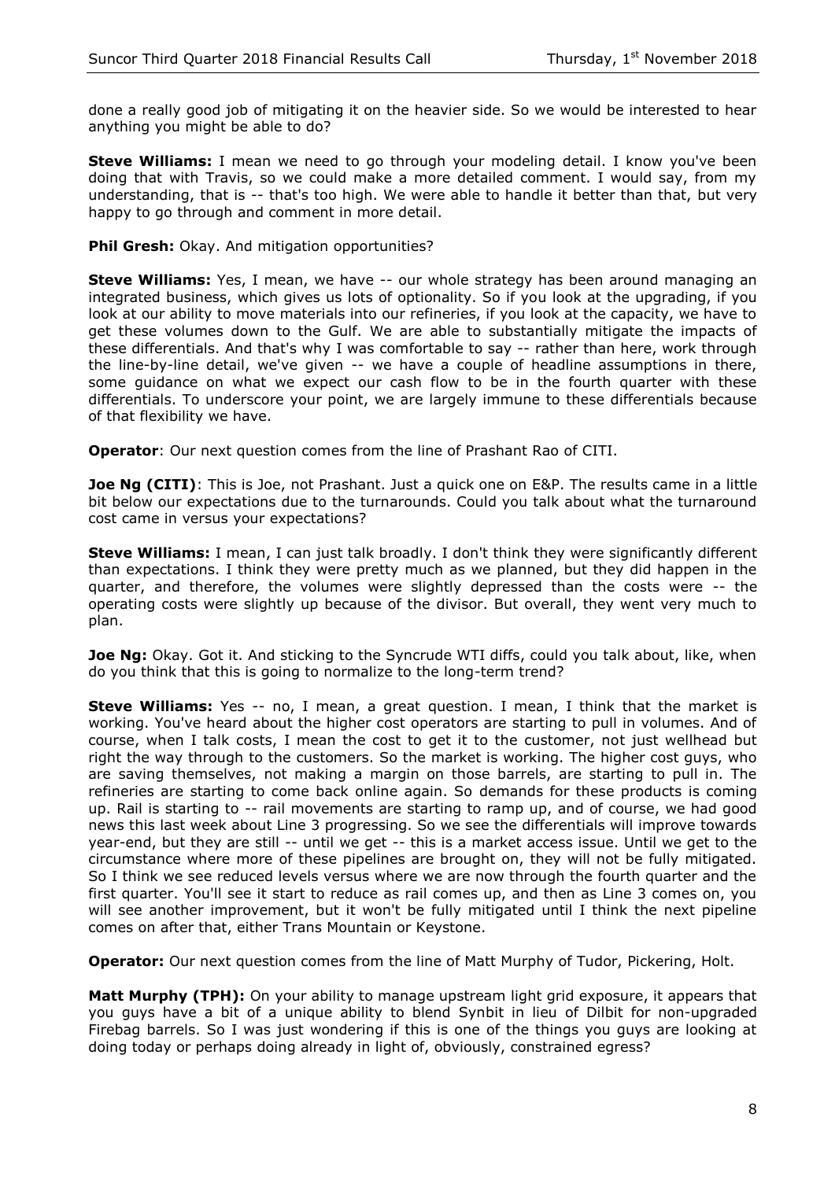done a really good job of mitigating it on the heavier side. So we would be interested to hear anything you might be able to do?

**Steve Williams:** I mean we need to go through your modeling detail. I know you've been doing that with Travis, so we could make a more detailed comment. I would say, from my understanding, that is -- that's too high. We were able to handle it better than that, but very happy to go through and comment in more detail.

**Phil Gresh:** Okay. And mitigation opportunities?

**Steve Williams:** Yes, I mean, we have -- our whole strategy has been around managing an integrated business, which gives us lots of optionality. So if you look at the upgrading, if you look at our ability to move materials into our refineries, if you look at the capacity, we have to get these volumes down to the Gulf. We are able to substantially mitigate the impacts of these differentials. And that's why I was comfortable to say -- rather than here, work through the line-by-line detail, we've given -- we have a couple of headline assumptions in there, some guidance on what we expect our cash flow to be in the fourth quarter with these differentials. To underscore your point, we are largely immune to these differentials because of that flexibility we have.

**Operator**: Our next question comes from the line of Prashant Rao of CITI.

**Joe Ng (CITI)**: This is Joe, not Prashant. Just a quick one on E&P. The results came in a little bit below our expectations due to the turnarounds. Could you talk about what the turnaround cost came in versus your expectations?

**Steve Williams:** I mean, I can just talk broadly. I don't think they were significantly different than expectations. I think they were pretty much as we planned, but they did happen in the quarter, and therefore, the volumes were slightly depressed than the costs were -- the operating costs were slightly up because of the divisor. But overall, they went very much to plan.

**Joe Ng:** Okay. Got it. And sticking to the Syncrude WTI diffs, could you talk about, like, when do you think that this is going to normalize to the long-term trend?

**Steve Williams:** Yes -- no, I mean, a great question. I mean, I think that the market is working. You've heard about the higher cost operators are starting to pull in volumes. And of course, when I talk costs, I mean the cost to get it to the customer, not just wellhead but right the way through to the customers. So the market is working. The higher cost guys, who are saving themselves, not making a margin on those barrels, are starting to pull in. The refineries are starting to come back online again. So demands for these products is coming up. Rail is starting to -- rail movements are starting to ramp up, and of course, we had good news this last week about Line 3 progressing. So we see the differentials will improve towards year-end, but they are still -- until we get -- this is a market access issue. Until we get to the circumstance where more of these pipelines are brought on, they will not be fully mitigated. So I think we see reduced levels versus where we are now through the fourth quarter and the first quarter. You'll see it start to reduce as rail comes up, and then as Line 3 comes on, you will see another improvement, but it won't be fully mitigated until I think the next pipeline comes on after that, either Trans Mountain or Keystone.

**Operator:** Our next question comes from the line of Matt Murphy of Tudor, Pickering, Holt.

**Matt Murphy (TPH):** On your ability to manage upstream light grid exposure, it appears that you guys have a bit of a unique ability to blend Synbit in lieu of Dilbit for non-upgraded Firebag barrels. So I was just wondering if this is one of the things you guys are looking at doing today or perhaps doing already in light of, obviously, constrained egress?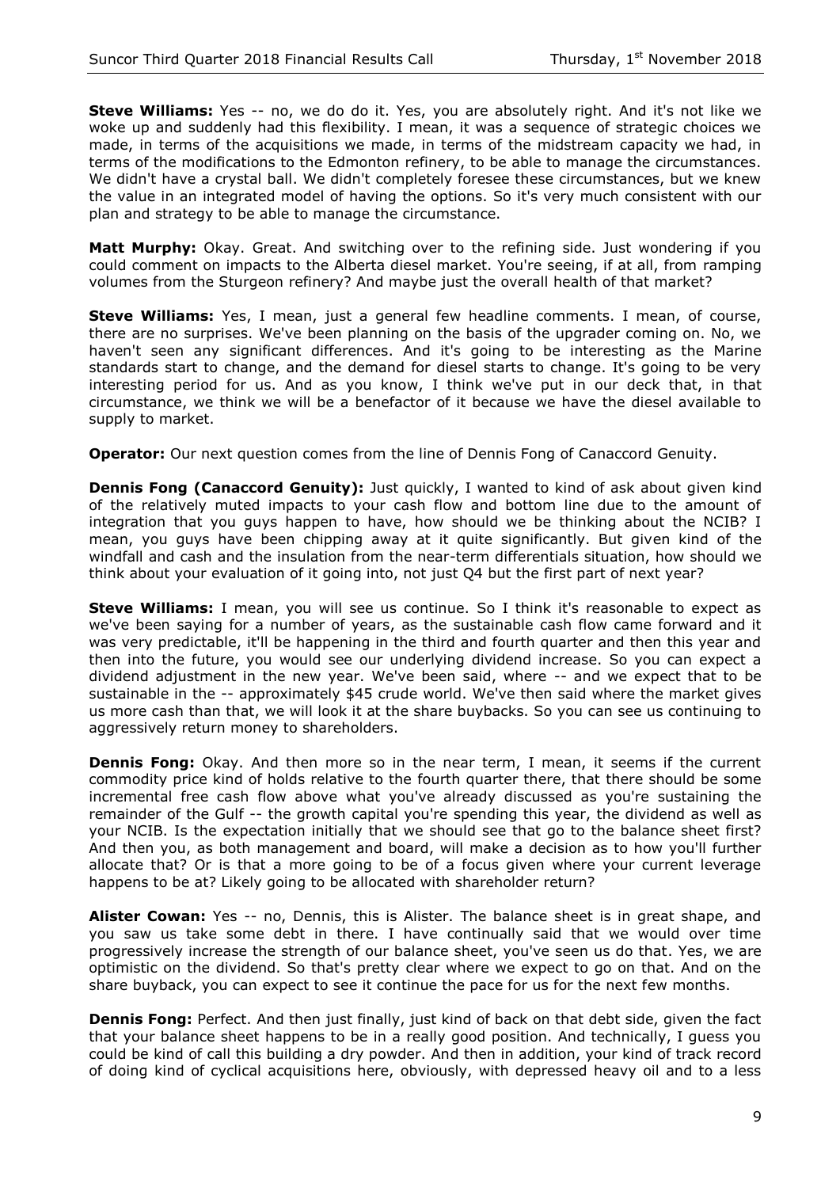**Steve Williams:** Yes -- no, we do do it. Yes, you are absolutely right. And it's not like we woke up and suddenly had this flexibility. I mean, it was a sequence of strategic choices we made, in terms of the acquisitions we made, in terms of the midstream capacity we had, in terms of the modifications to the Edmonton refinery, to be able to manage the circumstances. We didn't have a crystal ball. We didn't completely foresee these circumstances, but we knew the value in an integrated model of having the options. So it's very much consistent with our plan and strategy to be able to manage the circumstance.

**Matt Murphy:** Okay. Great. And switching over to the refining side. Just wondering if you could comment on impacts to the Alberta diesel market. You're seeing, if at all, from ramping volumes from the Sturgeon refinery? And maybe just the overall health of that market?

**Steve Williams:** Yes, I mean, just a general few headline comments. I mean, of course, there are no surprises. We've been planning on the basis of the upgrader coming on. No, we haven't seen any significant differences. And it's going to be interesting as the Marine standards start to change, and the demand for diesel starts to change. It's going to be very interesting period for us. And as you know, I think we've put in our deck that, in that circumstance, we think we will be a benefactor of it because we have the diesel available to supply to market.

**Operator:** Our next question comes from the line of Dennis Fong of Canaccord Genuity.

**Dennis Fong (Canaccord Genuity):** Just quickly, I wanted to kind of ask about given kind of the relatively muted impacts to your cash flow and bottom line due to the amount of integration that you guys happen to have, how should we be thinking about the NCIB? I mean, you guys have been chipping away at it quite significantly. But given kind of the windfall and cash and the insulation from the near-term differentials situation, how should we think about your evaluation of it going into, not just Q4 but the first part of next year?

**Steve Williams:** I mean, you will see us continue. So I think it's reasonable to expect as we've been saying for a number of years, as the sustainable cash flow came forward and it was very predictable, it'll be happening in the third and fourth quarter and then this year and then into the future, you would see our underlying dividend increase. So you can expect a dividend adjustment in the new year. We've been said, where -- and we expect that to be sustainable in the -- approximately $45 crude world. We've then said where the market gives us more cash than that, we will look it at the share buybacks. So you can see us continuing to aggressively return money to shareholders.

**Dennis Fong:** Okay. And then more so in the near term, I mean, it seems if the current commodity price kind of holds relative to the fourth quarter there, that there should be some incremental free cash flow above what you've already discussed as you're sustaining the remainder of the Gulf -- the growth capital you're spending this year, the dividend as well as your NCIB. Is the expectation initially that we should see that go to the balance sheet first? And then you, as both management and board, will make a decision as to how you'll further allocate that? Or is that a more going to be of a focus given where your current leverage happens to be at? Likely going to be allocated with shareholder return?

**Alister Cowan:** Yes -- no, Dennis, this is Alister. The balance sheet is in great shape, and you saw us take some debt in there. I have continually said that we would over time progressively increase the strength of our balance sheet, you've seen us do that. Yes, we are optimistic on the dividend. So that's pretty clear where we expect to go on that. And on the share buyback, you can expect to see it continue the pace for us for the next few months.

**Dennis Fong:** Perfect. And then just finally, just kind of back on that debt side, given the fact that your balance sheet happens to be in a really good position. And technically, I guess you could be kind of call this building a dry powder. And then in addition, your kind of track record of doing kind of cyclical acquisitions here, obviously, with depressed heavy oil and to a less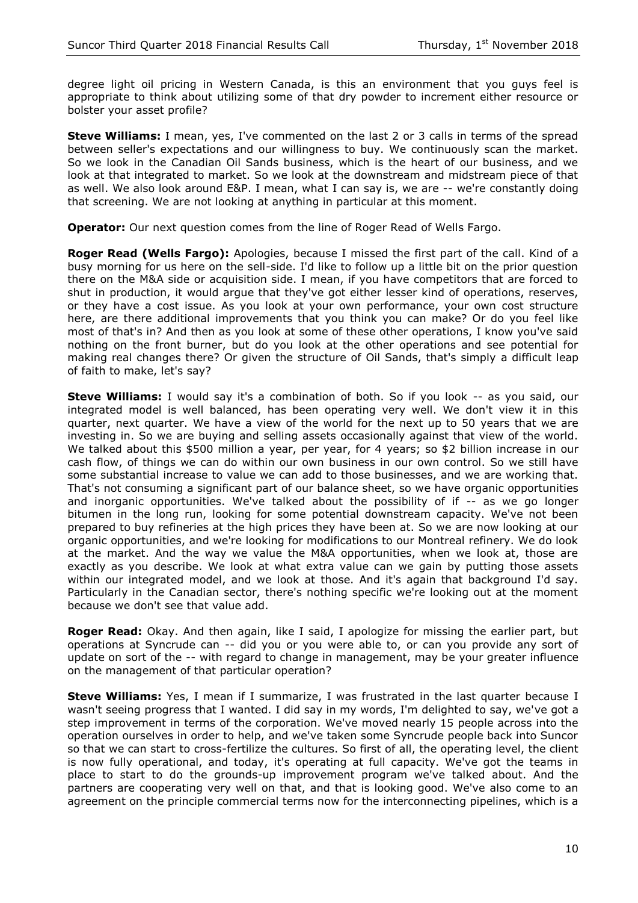degree light oil pricing in Western Canada, is this an environment that you guys feel is appropriate to think about utilizing some of that dry powder to increment either resource or bolster your asset profile?

**Steve Williams:** I mean, yes, I've commented on the last 2 or 3 calls in terms of the spread between seller's expectations and our willingness to buy. We continuously scan the market. So we look in the Canadian Oil Sands business, which is the heart of our business, and we look at that integrated to market. So we look at the downstream and midstream piece of that as well. We also look around E&P. I mean, what I can say is, we are -- we're constantly doing that screening. We are not looking at anything in particular at this moment.

**Operator:** Our next question comes from the line of Roger Read of Wells Fargo.

**Roger Read (Wells Fargo):** Apologies, because I missed the first part of the call. Kind of a busy morning for us here on the sell-side. I'd like to follow up a little bit on the prior question there on the M&A side or acquisition side. I mean, if you have competitors that are forced to shut in production, it would argue that they've got either lesser kind of operations, reserves, or they have a cost issue. As you look at your own performance, your own cost structure here, are there additional improvements that you think you can make? Or do you feel like most of that's in? And then as you look at some of these other operations, I know you've said nothing on the front burner, but do you look at the other operations and see potential for making real changes there? Or given the structure of Oil Sands, that's simply a difficult leap of faith to make, let's say?

**Steve Williams:** I would say it's a combination of both. So if you look -- as you said, our integrated model is well balanced, has been operating very well. We don't view it in this quarter, next quarter. We have a view of the world for the next up to 50 years that we are investing in. So we are buying and selling assets occasionally against that view of the world. We talked about this $500 million a year, per year, for 4 years; so $2 billion increase in our cash flow, of things we can do within our own business in our own control. So we still have some substantial increase to value we can add to those businesses, and we are working that. That's not consuming a significant part of our balance sheet, so we have organic opportunities and inorganic opportunities. We've talked about the possibility of if -- as we go longer bitumen in the long run, looking for some potential downstream capacity. We've not been prepared to buy refineries at the high prices they have been at. So we are now looking at our organic opportunities, and we're looking for modifications to our Montreal refinery. We do look at the market. And the way we value the M&A opportunities, when we look at, those are exactly as you describe. We look at what extra value can we gain by putting those assets within our integrated model, and we look at those. And it's again that background I'd say. Particularly in the Canadian sector, there's nothing specific we're looking out at the moment because we don't see that value add.

**Roger Read:** Okay. And then again, like I said, I apologize for missing the earlier part, but operations at Syncrude can -- did you or you were able to, or can you provide any sort of update on sort of the -- with regard to change in management, may be your greater influence on the management of that particular operation?

**Steve Williams:** Yes, I mean if I summarize, I was frustrated in the last quarter because I wasn't seeing progress that I wanted. I did say in my words, I'm delighted to say, we've got a step improvement in terms of the corporation. We've moved nearly 15 people across into the operation ourselves in order to help, and we've taken some Syncrude people back into Suncor so that we can start to cross-fertilize the cultures. So first of all, the operating level, the client is now fully operational, and today, it's operating at full capacity. We've got the teams in place to start to do the grounds-up improvement program we've talked about. And the partners are cooperating very well on that, and that is looking good. We've also come to an agreement on the principle commercial terms now for the interconnecting pipelines, which is a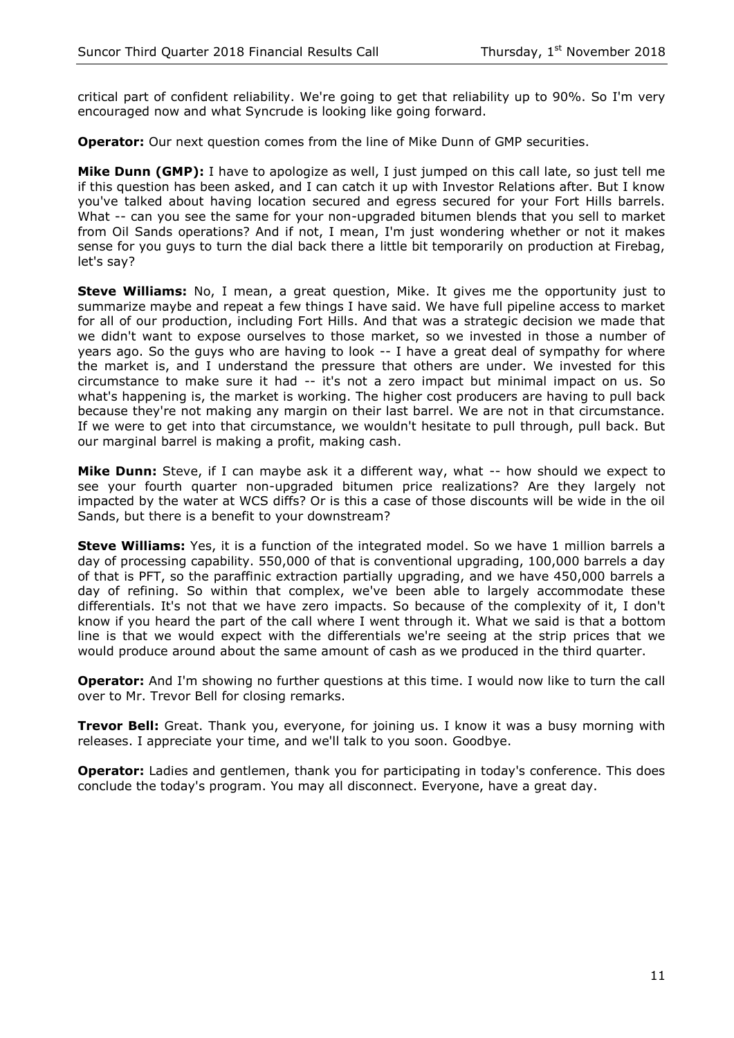critical part of confident reliability. We're going to get that reliability up to 90%. So I'm very encouraged now and what Syncrude is looking like going forward.

**Operator:** Our next question comes from the line of Mike Dunn of GMP securities.

**Mike Dunn (GMP):** I have to apologize as well, I just jumped on this call late, so just tell me if this question has been asked, and I can catch it up with Investor Relations after. But I know you've talked about having location secured and egress secured for your Fort Hills barrels. What -- can you see the same for your non-upgraded bitumen blends that you sell to market from Oil Sands operations? And if not, I mean, I'm just wondering whether or not it makes sense for you guys to turn the dial back there a little bit temporarily on production at Firebag, let's say?

**Steve Williams:** No, I mean, a great question, Mike. It gives me the opportunity just to summarize maybe and repeat a few things I have said. We have full pipeline access to market for all of our production, including Fort Hills. And that was a strategic decision we made that we didn't want to expose ourselves to those market, so we invested in those a number of years ago. So the guys who are having to look -- I have a great deal of sympathy for where the market is, and I understand the pressure that others are under. We invested for this circumstance to make sure it had -- it's not a zero impact but minimal impact on us. So what's happening is, the market is working. The higher cost producers are having to pull back because they're not making any margin on their last barrel. We are not in that circumstance. If we were to get into that circumstance, we wouldn't hesitate to pull through, pull back. But our marginal barrel is making a profit, making cash.

**Mike Dunn:** Steve, if I can maybe ask it a different way, what -- how should we expect to see your fourth quarter non-upgraded bitumen price realizations? Are they largely not impacted by the water at WCS diffs? Or is this a case of those discounts will be wide in the oil Sands, but there is a benefit to your downstream?

**Steve Williams:** Yes, it is a function of the integrated model. So we have 1 million barrels a day of processing capability. 550,000 of that is conventional upgrading, 100,000 barrels a day of that is PFT, so the paraffinic extraction partially upgrading, and we have 450,000 barrels a day of refining. So within that complex, we've been able to largely accommodate these differentials. It's not that we have zero impacts. So because of the complexity of it, I don't know if you heard the part of the call where I went through it. What we said is that a bottom line is that we would expect with the differentials we're seeing at the strip prices that we would produce around about the same amount of cash as we produced in the third quarter.

**Operator:** And I'm showing no further questions at this time. I would now like to turn the call over to Mr. Trevor Bell for closing remarks.

**Trevor Bell:** Great. Thank you, everyone, for joining us. I know it was a busy morning with releases. I appreciate your time, and we'll talk to you soon. Goodbye.

**Operator:** Ladies and gentlemen, thank you for participating in today's conference. This does conclude the today's program. You may all disconnect. Everyone, have a great day.